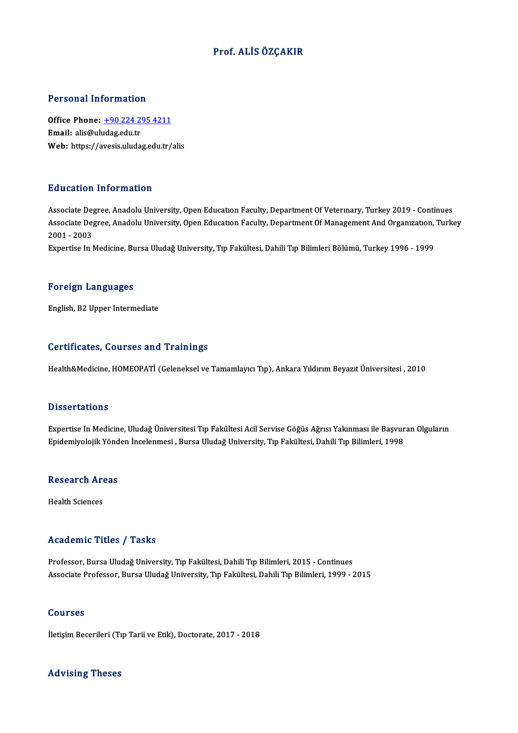# Prof. ALİS ÖZÇAKIR

## Personal Information

**Office Phone:** +90 224 295 4211
**Email:** alis@uludag.edu.tr
**Web:** https://avesis.uludag.edu.tr/alis

## Education Information

Associate Degree, Anadolu University, Open Education Faculty, Department Of Veterınary, Turkey 2019 - Continues
Associate Degree, Anadolu University, Open Education Faculty, Department Of Management And Organization, Turkey 2001 - 2003
Expertise In Medicine, Bursa Uludağ University, Tıp Fakültesi, Dahili Tıp Bilimleri Bölümü, Turkey 1996 - 1999

## Foreign Languages

English, B2 Upper Intermediate

## Certificates, Courses and Trainings

Health&Medicine, HOMEOPATİ (Geleneksel ve Tamamlayıcı Tıp), Ankara Yıldırım Beyazıt Üniversitesi , 2010

## Dissertations

Expertise In Medicine, Uludağ Üniversitesi Tıp Fakültesi Acil Servise Göğüs Ağrısı Yakınması ile Başvuran Olguların Epidemiyolojik Yönden İncelenmesi , Bursa Uludağ University, Tıp Fakültesi, Dahili Tıp Bilimleri, 1998

## Research Areas

Health Sciences

## Academic Titles / Tasks

Professor, Bursa Uludağ University, Tıp Fakültesi, Dahili Tıp Bilimleri, 2015 - Continues
Associate Professor, Bursa Uludağ University, Tıp Fakültesi, Dahili Tıp Bilimleri, 1999 - 2015

## Courses

İletişim Becerileri (Tıp Tarii ve Etik), Doctorate, 2017 - 2018

## Advising Theses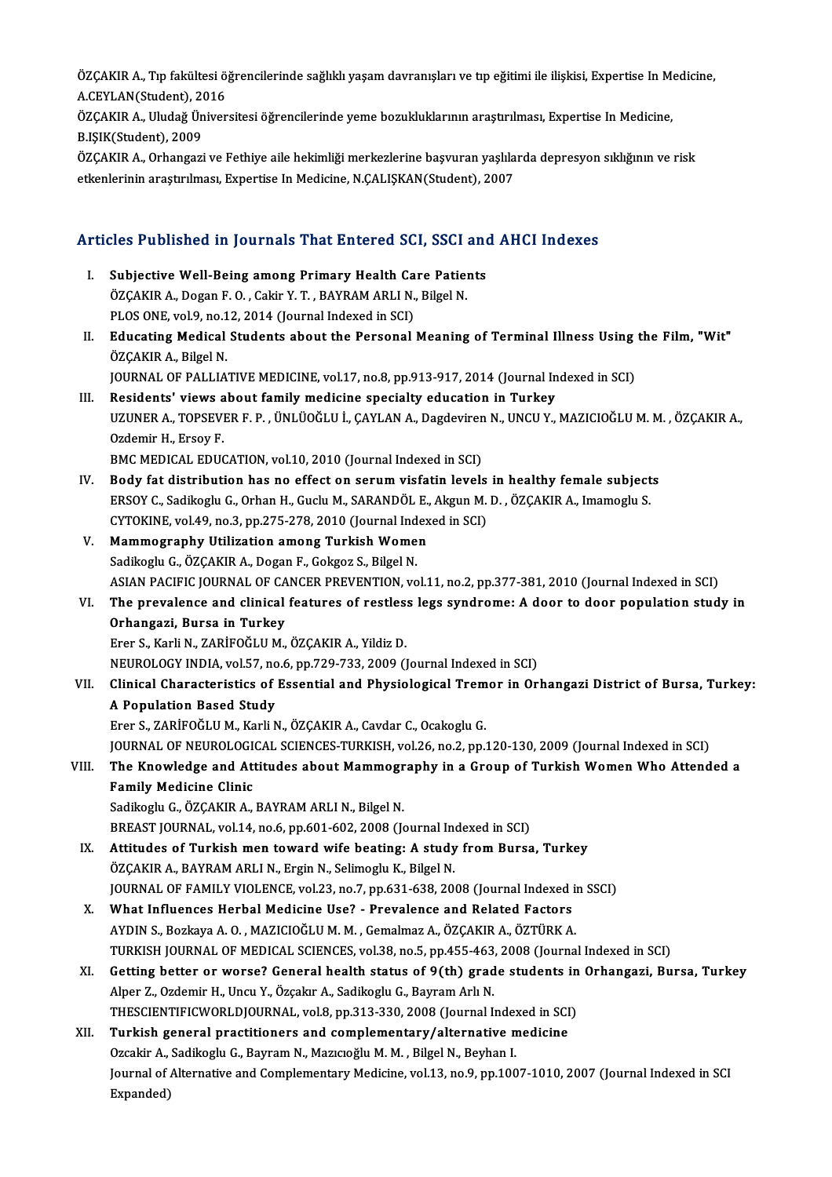ÖZÇAKIR A., Tıp fakültesi öğrencilerinde sağlıklı yaşam davranışları ve tıp eğitimi ile ilişkisi, Expertise In Medicine, A.CEYLAN(Student), 2016

ÖZÇAKIR A., Uludağ Üniversitesi öğrencilerinde yeme bozukluklarının araştırılması, Expertise In Medicine, B.IŞIK(Student), 2009

ÖZÇAKIR A., Orhangazi ve Fethiye aile hekimliği merkezlerine başvuran yaşlılarda depresyon sıklığının ve risk etkenlerinin araştırılması, Expertise In Medicine, N.ÇALIŞKAN(Student), 2007

## Articles Published in Journals That Entered SCI, SSCI and AHCI Indexes

I. **Subjective Well-Being among Primary Health Care Patients**
ÖZÇAKIR A., Dogan F. O. , Cakir Y. T. , BAYRAM ARLI N., Bilgel N.
PLOS ONE, vol.9, no.12, 2014 (Journal Indexed in SCI)

II. **Educating Medical Students about the Personal Meaning of Terminal Illness Using the Film, "Wit"**
ÖZÇAKIR A., Bilgel N.
JOURNAL OF PALLIATIVE MEDICINE, vol.17, no.8, pp.913-917, 2014 (Journal Indexed in SCI)

III. **Residents' views about family medicine specialty education in Turkey**
UZUNER A., TOPSEVER F. P. , ÜNLÜOĞLU İ., ÇAYLAN A., Dagdeviren N., UNCU Y., MAZICIOĞLU M. M. , ÖZÇAKIR A., Ozdemir H., Ersoy F.
BMC MEDICAL EDUCATION, vol.10, 2010 (Journal Indexed in SCI)

IV. **Body fat distribution has no effect on serum visfatin levels in healthy female subjects**
ERSOY C., Sadikoglu G., Orhan H., Guclu M., SARANDÖL E., Akgun M. D. , ÖZÇAKIR A., Imamoglu S.
CYTOKINE, vol.49, no.3, pp.275-278, 2010 (Journal Indexed in SCI)

V. **Mammography Utilization among Turkish Women**
Sadikoglu G., ÖZÇAKIR A., Dogan F., Gokgoz S., Bilgel N.
ASIAN PACIFIC JOURNAL OF CANCER PREVENTION, vol.11, no.2, pp.377-381, 2010 (Journal Indexed in SCI)

VI. **The prevalence and clinical features of restless legs syndrome: A door to door population study in Orhangazi, Bursa in Turkey**
Erer S., Karli N., ZARİFOĞLU M., ÖZÇAKIR A., Yildiz D.
NEUROLOGY INDIA, vol.57, no.6, pp.729-733, 2009 (Journal Indexed in SCI)

VII. **Clinical Characteristics of Essential and Physiological Tremor in Orhangazi District of Bursa, Turkey: A Population Based Study**
Erer S., ZARİFOĞLU M., Karli N., ÖZÇAKIR A., Cavdar C., Ocakoglu G.
JOURNAL OF NEUROLOGICAL SCIENCES-TURKISH, vol.26, no.2, pp.120-130, 2009 (Journal Indexed in SCI)

VIII. **The Knowledge and Attitudes about Mammography in a Group of Turkish Women Who Attended a Family Medicine Clinic**
Sadikoglu G., ÖZÇAKIR A., BAYRAM ARLI N., Bilgel N.
BREAST JOURNAL, vol.14, no.6, pp.601-602, 2008 (Journal Indexed in SCI)

IX. **Attitudes of Turkish men toward wife beating: A study from Bursa, Turkey**
ÖZÇAKIR A., BAYRAM ARLI N., Ergin N., Selimoglu K., Bilgel N.
JOURNAL OF FAMILY VIOLENCE, vol.23, no.7, pp.631-638, 2008 (Journal Indexed in SSCI)

X. **What Influences Herbal Medicine Use? - Prevalence and Related Factors**
AYDIN S., Bozkaya A. O. , MAZICIOĞLU M. M. , Gemalmaz A., ÖZÇAKIR A., ÖZTÜRK A.
TURKISH JOURNAL OF MEDICAL SCIENCES, vol.38, no.5, pp.455-463, 2008 (Journal Indexed in SCI)

XI. **Getting better or worse? General health status of 9(th) grade students in Orhangazi, Bursa, Turkey**
Alper Z., Ozdemir H., Uncu Y., Özçakır A., Sadikoglu G., Bayram Arlı N.
THESCIENTIFICWORLDJOURNAL, vol.8, pp.313-330, 2008 (Journal Indexed in SCI)

XII. **Turkish general practitioners and complementary/alternative medicine**
Ozcakir A., Sadikoglu G., Bayram N., Mazıcıoğlu M. M. , Bilgel N., Beyhan I.
Journal of Alternative and Complementary Medicine, vol.13, no.9, pp.1007-1010, 2007 (Journal Indexed in SCI Expanded)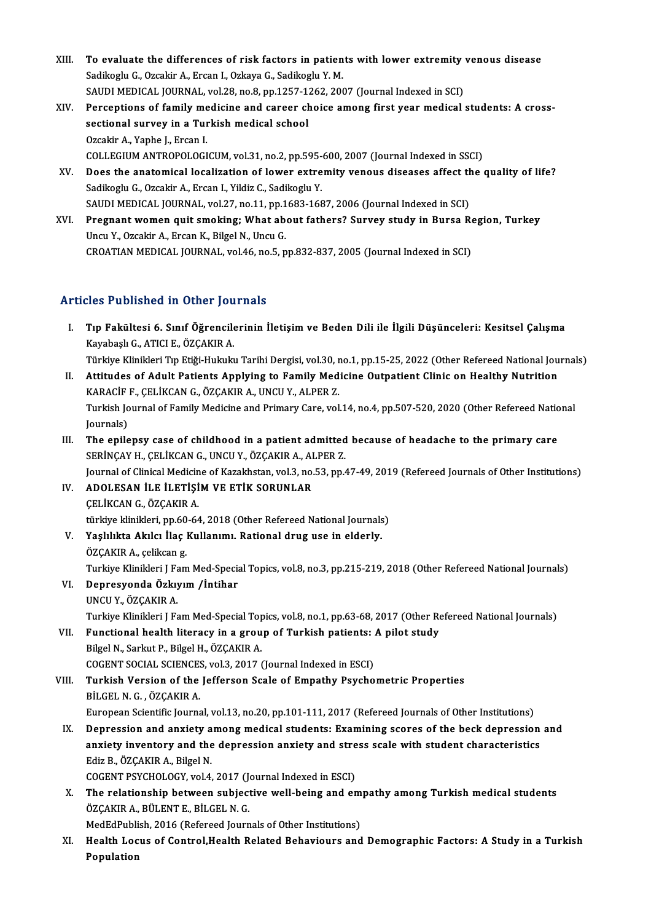XIII. **To evaluate the differences of risk factors in patients with lower extremity venous disease**
Sadikoglu G., Ozcakir A., Ercan I., Ozkaya G., Sadikoglu Y. M.
SAUDI MEDICAL JOURNAL, vol.28, no.8, pp.1257-1262, 2007 (Journal Indexed in SCI)

XIV. **Perceptions of family medicine and career choice among first year medical students: A cross-sectional survey in a Turkish medical school**
Ozcakir A., Yaphe J., Ercan I.
COLLEGIUM ANTROPOLOGICUM, vol.31, no.2, pp.595-600, 2007 (Journal Indexed in SSCI)

XV. **Does the anatomical localization of lower extremity venous diseases affect the quality of life?**
Sadikoglu G., Ozcakir A., Ercan I., Yildiz C., Sadikoglu Y.
SAUDI MEDICAL JOURNAL, vol.27, no.11, pp.1683-1687, 2006 (Journal Indexed in SCI)

XVI. **Pregnant women quit smoking; What about fathers? Survey study in Bursa Region, Turkey**
Uncu Y., Ozcakir A., Ercan K., Bilgel N., Uncu G.
CROATIAN MEDICAL JOURNAL, vol.46, no.5, pp.832-837, 2005 (Journal Indexed in SCI)

## Articles Published in Other Journals

I. **Tıp Fakültesi 6. Sınıf Öğrencilerinin İletişim ve Beden Dili ile İlgili Düşünceleri: Kesitsel Çalışma**
Kayabaşlı G., ATICI E., ÖZÇAKIR A.
Türkiye Klinikleri Tıp Etiği-Hukuku Tarihi Dergisi, vol.30, no.1, pp.15-25, 2022 (Other Refereed National Journals)

II. **Attitudes of Adult Patients Applying to Family Medicine Outpatient Clinic on Healthy Nutrition**
KARACİF F., ÇELİKCAN G., ÖZÇAKIR A., UNCU Y., ALPER Z.
Turkish Journal of Family Medicine and Primary Care, vol.14, no.4, pp.507-520, 2020 (Other Refereed National Journals)

III. **The epilepsy case of childhood in a patient admitted because of headache to the primary care**
SERİNÇAY H., ÇELİKCAN G., UNCU Y., ÖZÇAKIR A., ALPER Z.
Journal of Clinical Medicine of Kazakhstan, vol.3, no.53, pp.47-49, 2019 (Refereed Journals of Other Institutions)

IV. **ADOLESAN İLE İLETİŞİM VE ETİK SORUNLAR**
ÇELİKCAN G., ÖZÇAKIR A.
türkiye klinikleri, pp.60-64, 2018 (Other Refereed National Journals)

V. **Yaşlılıkta Akılcı İlaç Kullanımı. Rational drug use in elderly.**
ÖZÇAKIR A., çelikcan g.
Turkiye Klinikleri J Fam Med-Special Topics, vol.8, no.3, pp.215-219, 2018 (Other Refereed National Journals)

VI. **Depresyonda Özkıyım /İntihar**
UNCU Y., ÖZÇAKIR A.
Turkiye Klinikleri J Fam Med-Special Topics, vol.8, no.1, pp.63-68, 2017 (Other Refereed National Journals)

VII. **Functional health literacy in a group of Turkish patients: A pilot study**
Bilgel N., Sarkut P., Bilgel H., ÖZÇAKIR A.
COGENT SOCIAL SCIENCES, vol.3, 2017 (Journal Indexed in ESCI)

VIII. **Turkish Version of the Jefferson Scale of Empathy Psychometric Properties**
BİLGEL N. G. , ÖZÇAKIR A.
European Scientific Journal, vol.13, no.20, pp.101-111, 2017 (Refereed Journals of Other Institutions)

IX. **Depression and anxiety among medical students: Examining scores of the beck depression and anxiety inventory and the depression anxiety and stress scale with student characteristics**
Ediz B., ÖZÇAKIR A., Bilgel N.
COGENT PSYCHOLOGY, vol.4, 2017 (Journal Indexed in ESCI)

X. **The relationship between subjective well-being and empathy among Turkish medical students**
ÖZÇAKIR A., BÜLENT E., BİLGEL N. G.
MedEdPublish, 2016 (Refereed Journals of Other Institutions)

XI. **Health Locus of Control,Health Related Behaviours and Demographic Factors: A Study in a Turkish Population**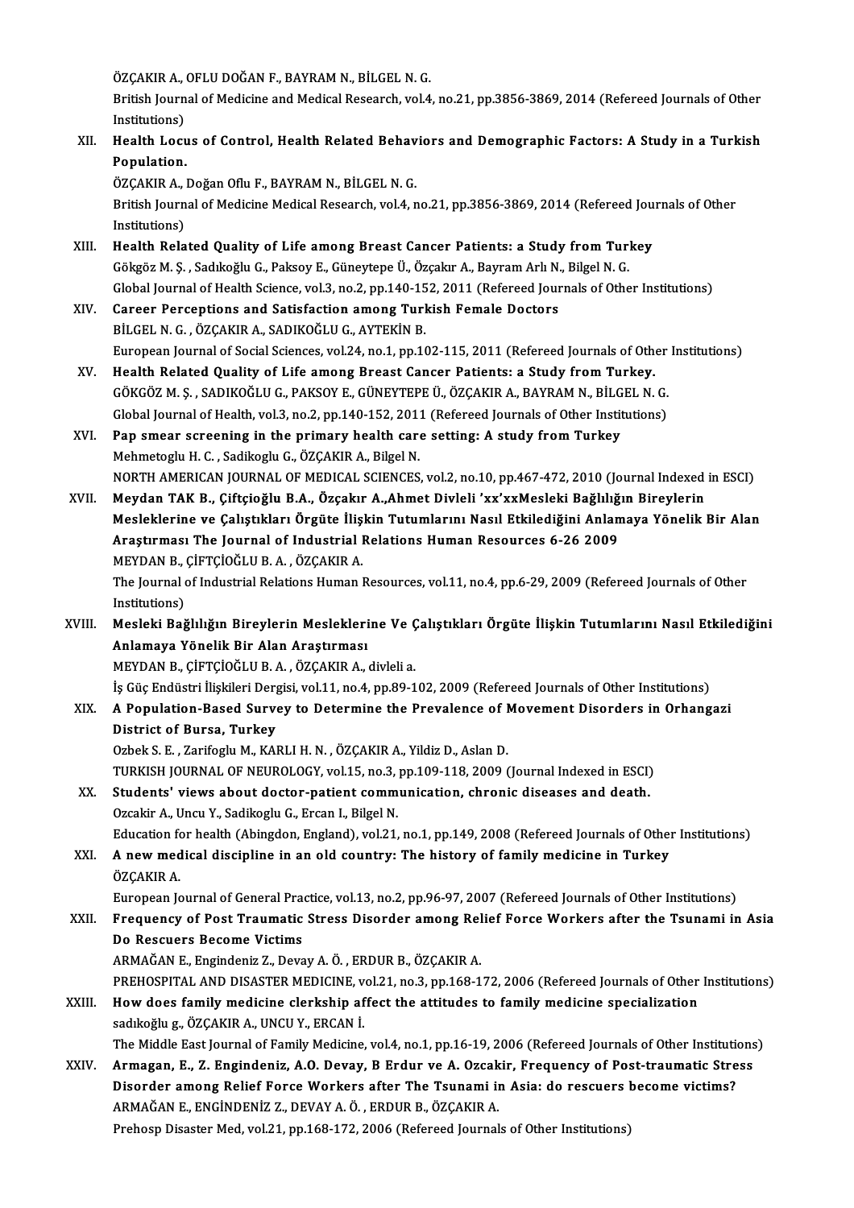ÖZÇAKIR A., OFLU DOĞAN F., BAYRAM N., BİLGEL N. G.
British Journal of Medicine and Medical Research, vol.4, no.21, pp.3856-3869, 2014 (Refereed Journals of Other Institutions)

XII. **Health Locus of Control, Health Related Behaviors and Demographic Factors: A Study in a Turkish Population.**
ÖZÇAKIR A., Doğan Oflu F., BAYRAM N., BİLGEL N. G.
British Journal of Medicine Medical Research, vol.4, no.21, pp.3856-3869, 2014 (Refereed Journals of Other Institutions)

XIII. **Health Related Quality of Life among Breast Cancer Patients: a Study from Turkey**
Gökgöz M. Ş. , Sadıkoğlu G., Paksoy E., Güneytepe Ü., Özçakır A., Bayram Arlı N., Bilgel N. G.
Global Journal of Health Science, vol.3, no.2, pp.140-152, 2011 (Refereed Journals of Other Institutions)

XIV. **Career Perceptions and Satisfaction among Turkish Female Doctors**
BİLGEL N. G. , ÖZÇAKIR A., SADIKOĞLU G., AYTEKİN B.
European Journal of Social Sciences, vol.24, no.1, pp.102-115, 2011 (Refereed Journals of Other Institutions)

XV. **Health Related Quality of Life among Breast Cancer Patients: a Study from Turkey.**
GÖKGÖZ M. Ş. , SADIKOĞLU G., PAKSOY E., GÜNEYTEPE Ü., ÖZÇAKIR A., BAYRAM N., BİLGEL N. G.
Global Journal of Health, vol.3, no.2, pp.140-152, 2011 (Refereed Journals of Other Institutions)

XVI. **Pap smear screening in the primary health care setting: A study from Turkey**
Mehmetoglu H. C. , Sadikoglu G., ÖZÇAKIR A., Bilgel N.
NORTH AMERICAN JOURNAL OF MEDICAL SCIENCES, vol.2, no.10, pp.467-472, 2010 (Journal Indexed in ESCI)

XVII. **Meydan TAK B., Çiftçioğlu B.A., Özçakır A.,Ahmet Divleli 'xx'xxMesleki Bağlılığın Bireylerin Mesleklerine ve Çalıştıkları Örgüte İlişkin Tutumlarını Nasıl Etkilediğini Anlamaya Yönelik Bir Alan Araştırması The Journal of Industrial Relations Human Resources 6-26 2009**
MEYDAN B., ÇİFTÇİOĞLU B. A. , ÖZÇAKIR A.
The Journal of Industrial Relations Human Resources, vol.11, no.4, pp.6-29, 2009 (Refereed Journals of Other Institutions)

XVIII. **Mesleki Bağlılığın Bireylerin Mesleklerine Ve Çalıştıkları Örgüte İlişkin Tutumlarını Nasıl Etkilediğini Anlamaya Yönelik Bir Alan Araştırması**
MEYDAN B., ÇİFTÇİOĞLU B. A. , ÖZÇAKIR A., divleli a.
İş Güç Endüstri İlişkileri Dergisi, vol.11, no.4, pp.89-102, 2009 (Refereed Journals of Other Institutions)

XIX. **A Population-Based Survey to Determine the Prevalence of Movement Disorders in Orhangazi District of Bursa, Turkey**
Ozbek S. E. , Zarifoglu M., KARLI H. N. , ÖZÇAKIR A., Yildiz D., Aslan D.
TURKISH JOURNAL OF NEUROLOGY, vol.15, no.3, pp.109-118, 2009 (Journal Indexed in ESCI)

XX. **Students' views about doctor-patient communication, chronic diseases and death.**
Ozcakir A., Uncu Y., Sadikoglu G., Ercan I., Bilgel N.
Education for health (Abingdon, England), vol.21, no.1, pp.149, 2008 (Refereed Journals of Other Institutions)

XXI. **A new medical discipline in an old country: The history of family medicine in Turkey**
ÖZÇAKIR A.
European Journal of General Practice, vol.13, no.2, pp.96-97, 2007 (Refereed Journals of Other Institutions)

XXII. **Frequency of Post Traumatic Stress Disorder among Relief Force Workers after the Tsunami in Asia Do Rescuers Become Victims**
ARMAĞAN E., Engindeniz Z., Devay A. Ö. , ERDUR B., ÖZÇAKIR A.
PREHOSPITAL AND DISASTER MEDICINE, vol.21, no.3, pp.168-172, 2006 (Refereed Journals of Other Institutions)

XXIII. **How does family medicine clerkship affect the attitudes to family medicine specialization**
sadıkoğlu g., ÖZÇAKIR A., UNCU Y., ERCAN İ.
The Middle East Journal of Family Medicine, vol.4, no.1, pp.16-19, 2006 (Refereed Journals of Other Institutions)

XXIV. **Armagan, E., Z. Engindeniz, A.O. Devay, B Erdur ve A. Ozcakir, Frequency of Post-traumatic Stress Disorder among Relief Force Workers after The Tsunami in Asia: do rescuers become victims?**
ARMAĞAN E., ENGİNDENİZ Z., DEVAY A. Ö. , ERDUR B., ÖZÇAKIR A.
Prehosp Disaster Med, vol.21, pp.168-172, 2006 (Refereed Journals of Other Institutions)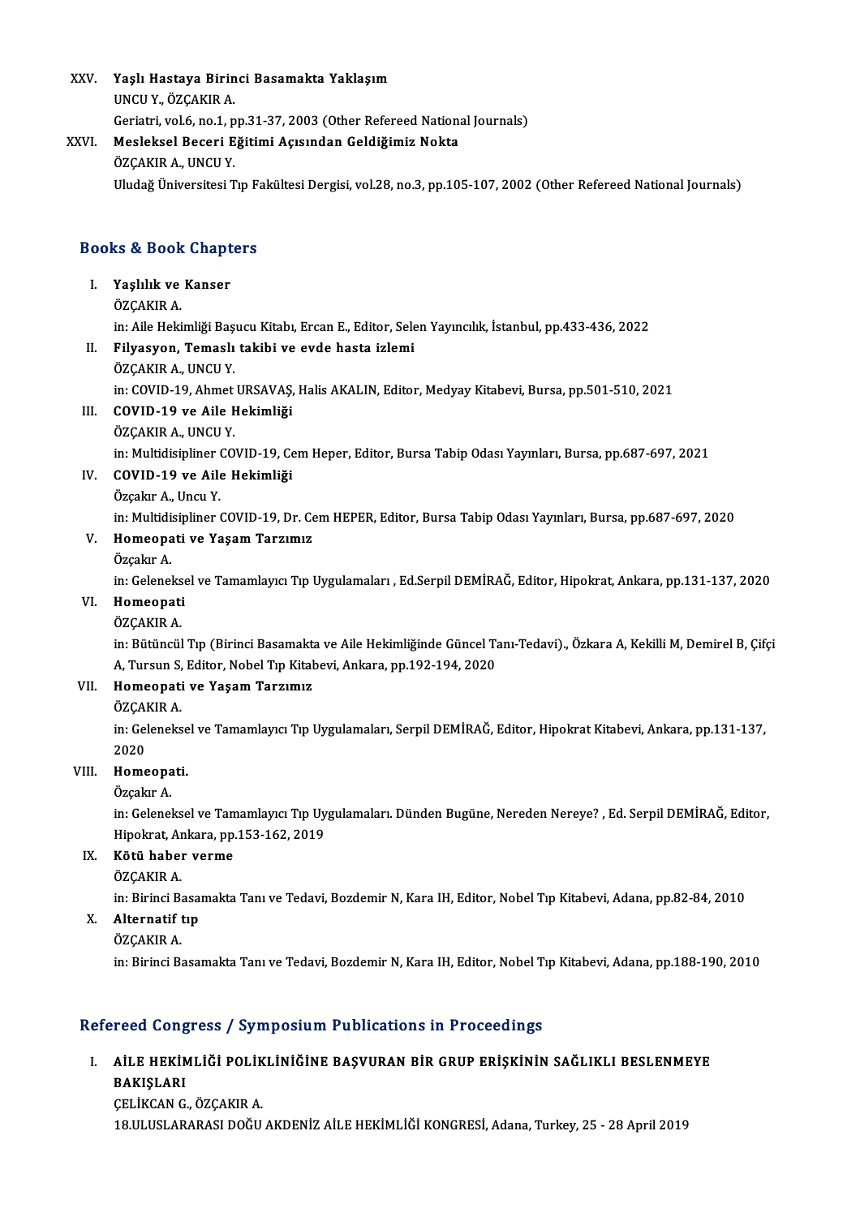XXV. **Yaşlı Hastaya Birinci Basamakta Yaklaşım**
UNCU Y., ÖZÇAKIR A.
Geriatri, vol.6, no.1, pp.31-37, 2003 (Other Refereed National Journals)

XXVI. **Mesleksel Beceri Eğitimi Açısından Geldiğimiz Nokta**
ÖZÇAKIR A., UNCU Y.
Uludağ Üniversitesi Tıp Fakültesi Dergisi, vol.28, no.3, pp.105-107, 2002 (Other Refereed National Journals)

## Books & Book Chapters

I. **Yaşlılık ve Kanser**
ÖZÇAKIR A.
in: Aile Hekimliği Başucu Kitabı, Ercan E., Editor, Selen Yayıncılık, İstanbul, pp.433-436, 2022

II. **Filyasyon, Temaslı takibi ve evde hasta izlemi**
ÖZÇAKIR A., UNCU Y.
in: COVID-19, Ahmet URSAVAŞ, Halis AKALIN, Editor, Medyay Kitabevi, Bursa, pp.501-510, 2021

III. **COVID-19 ve Aile Hekimliği**
ÖZÇAKIR A., UNCU Y.
in: Multidisipliner COVID-19, Cem Heper, Editor, Bursa Tabip Odası Yayınları, Bursa, pp.687-697, 2021

IV. **COVID-19 ve Aile Hekimliği**
Özçakır A., Uncu Y.
in: Multidisipliner COVID-19, Dr. Cem HEPER, Editor, Bursa Tabip Odası Yayınları, Bursa, pp.687-697, 2020

V. **Homeopati ve Yaşam Tarzımız**
Özçakır A.
in: Geleneksel ve Tamamlayıcı Tıp Uygulamaları , Ed.Serpil DEMİRAĞ, Editor, Hipokrat, Ankara, pp.131-137, 2020

VI. **Homeopati**
ÖZÇAKIR A.
in: Bütüncül Tıp (Birinci Basamakta ve Aile Hekimliğinde Güncel Tanı-Tedavi)., Özkara A, Kekilli M, Demirel B, Çifçi A, Tursun S, Editor, Nobel Tıp Kitabevi, Ankara, pp.192-194, 2020

VII. **Homeopati ve Yaşam Tarzımız**
ÖZÇAKIR A.
in: Geleneksel ve Tamamlayıcı Tıp Uygulamaları, Serpil DEMİRAĞ, Editor, Hipokrat Kitabevi, Ankara, pp.131-137, 2020

VIII. **Homeopati.**
Özçakır A.
in: Geleneksel ve Tamamlayıcı Tıp Uygulamaları. Dünden Bugüne, Nereden Nereye? , Ed. Serpil DEMİRAĞ, Editor, Hipokrat, Ankara, pp.153-162, 2019

IX. **Kötü haber verme**
ÖZÇAKIR A.
in: Birinci Basamakta Tanı ve Tedavi, Bozdemir N, Kara IH, Editor, Nobel Tıp Kitabevi, Adana, pp.82-84, 2010

X. **Alternatif tıp**
ÖZÇAKIR A.
in: Birinci Basamakta Tanı ve Tedavi, Bozdemir N, Kara IH, Editor, Nobel Tıp Kitabevi, Adana, pp.188-190, 2010

## Refereed Congress / Symposium Publications in Proceedings

I. **AİLE HEKİMLİĞİ POLİKLİNİĞİNE BAŞVURAN BİR GRUP ERİŞKİNİN SAĞLIKLI BESLENMEYE BAKIŞLARI**
ÇELİKCAN G., ÖZÇAKIR A.
18.ULUSLARARASI DOĞU AKDENİZ AİLE HEKİMLİĞİ KONGRESİ, Adana, Turkey, 25 - 28 April 2019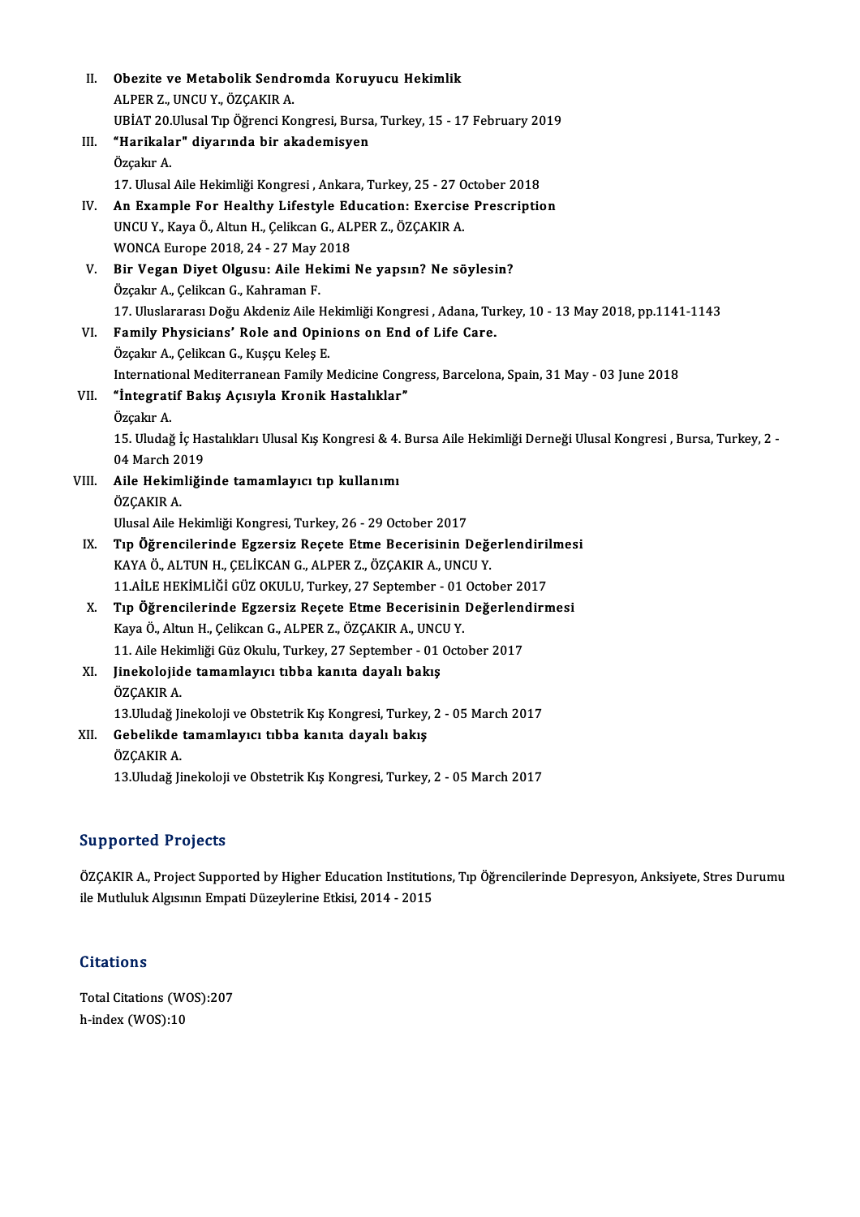II. **Obezite ve Metabolik Sendromda Koruyucu Hekimlik**
ALPER Z., UNCU Y., ÖZÇAKIR A.
UBİAT 20.Ulusal Tıp Öğrenci Kongresi, Bursa, Turkey, 15 - 17 February 2019

III. **"Harikalar" diyarında bir akademisyen**
Özçakır A.
17. Ulusal Aile Hekimliği Kongresi , Ankara, Turkey, 25 - 27 October 2018

IV. **An Example For Healthy Lifestyle Education: Exercise Prescription**
UNCU Y., Kaya Ö., Altun H., Çelikcan G., ALPER Z., ÖZÇAKIR A.
WONCA Europe 2018, 24 - 27 May 2018

V. **Bir Vegan Diyet Olgusu: Aile Hekimi Ne yapsın? Ne söylesin?**
Özçakır A., Çelikcan G., Kahraman F.
17. Uluslararası Doğu Akdeniz Aile Hekimliği Kongresi , Adana, Turkey, 10 - 13 May 2018, pp.1141-1143

VI. **Family Physicians' Role and Opinions on End of Life Care.**
Özçakır A., Çelikcan G., Kuşçu Keleş E.
International Mediterranean Family Medicine Congress, Barcelona, Spain, 31 May - 03 June 2018

VII. **"İntegratif Bakış Açısıyla Kronik Hastalıklar"**
Özçakır A.
15. Uludağ İç Hastalıkları Ulusal Kış Kongresi & 4. Bursa Aile Hekimliği Derneği Ulusal Kongresi , Bursa, Turkey, 2 - 04 March 2019

VIII. **Aile Hekimliğinde tamamlayıcı tıp kullanımı**
ÖZÇAKIR A.
Ulusal Aile Hekimliği Kongresi, Turkey, 26 - 29 October 2017

IX. **Tıp Öğrencilerinde Egzersiz Reçete Etme Becerisinin Değerlendirilmesi**
KAYA Ö., ALTUN H., ÇELİKCAN G., ALPER Z., ÖZÇAKIR A., UNCU Y.
11.AİLE HEKİMLİĞİ GÜZ OKULU, Turkey, 27 September - 01 October 2017

X. **Tıp Öğrencilerinde Egzersiz Reçete Etme Becerisinin Değerlendirmesi**
Kaya Ö., Altun H., Çelikcan G., ALPER Z., ÖZÇAKIR A., UNCU Y.
11. Aile Hekimliği Güz Okulu, Turkey, 27 September - 01 October 2017

XI. **Jinekolojide tamamlayıcı tıbba kanıta dayalı bakış**
ÖZÇAKIR A.
13.Uludağ Jinekoloji ve Obstetrik Kış Kongresi, Turkey, 2 - 05 March 2017

XII. **Gebelikde tamamlayıcı tıbba kanıta dayalı bakış**
ÖZÇAKIR A.
13.Uludağ Jinekoloji ve Obstetrik Kış Kongresi, Turkey, 2 - 05 March 2017

## Supported Projects

ÖZÇAKIR A., Project Supported by Higher Education Institutions, Tıp Öğrencilerinde Depresyon, Anksiyete, Stres Durumu ile Mutluluk Algısının Empati Düzeylerine Etkisi, 2014 - 2015

## Citations

Total Citations (WOS):207
h-index (WOS):10